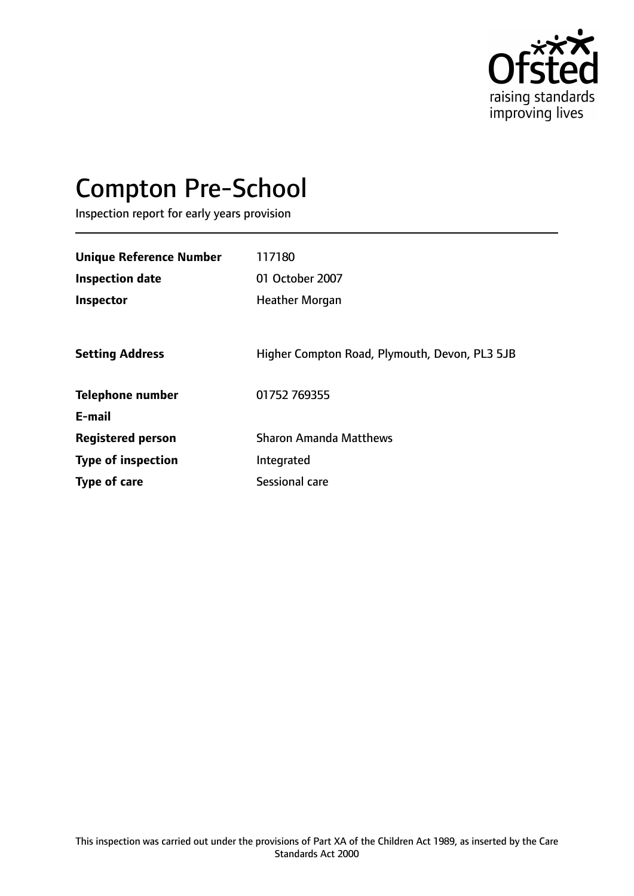Ofsted

raising standards
improving lives

# Compton Pre-School

Inspection report for early years provision

| | |
|---|---|
| **Unique Reference Number** | 117180 |
| **Inspection date** | 01 October 2007 |
| **Inspector** | Heather Morgan |
| | |
| **Setting Address** | Higher Compton Road, Plymouth, Devon, PL3 5JB |
| | |
| **Telephone number** | 01752 769355 |
| **E-mail** | |
| **Registered person** | Sharon Amanda Matthews |
| **Type of inspection** | Integrated |
| **Type of care** | Sessional care |

This inspection was carried out under the provisions of Part XA of the Children Act 1989, as inserted by the Care Standards Act 2000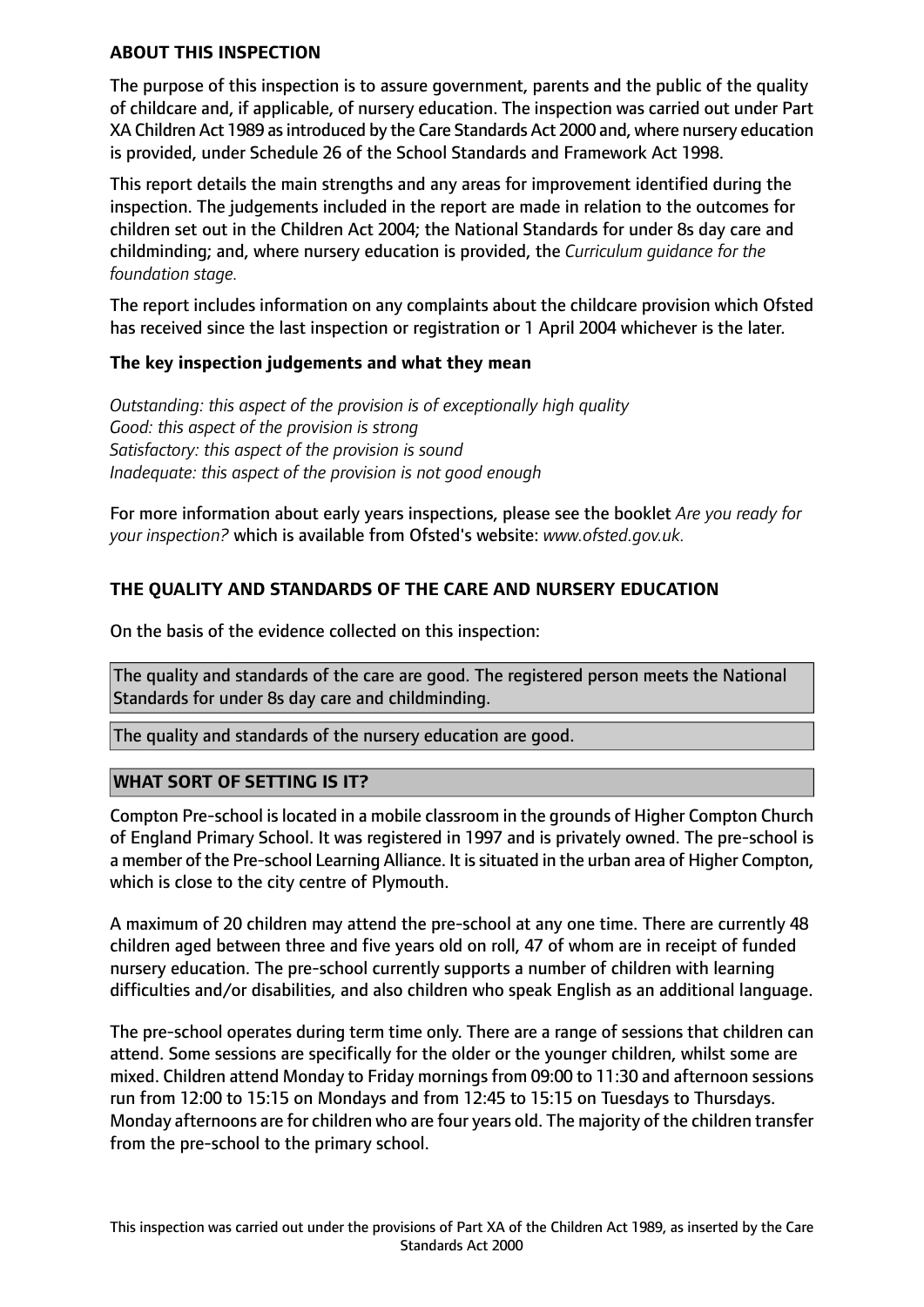## ABOUT THIS INSPECTION

The purpose of this inspection is to assure government, parents and the public of the quality of childcare and, if applicable, of nursery education. The inspection was carried out under Part XA Children Act 1989 as introduced by the Care Standards Act 2000 and, where nursery education is provided, under Schedule 26 of the School Standards and Framework Act 1998.

This report details the main strengths and any areas for improvement identified during the inspection. The judgements included in the report are made in relation to the outcomes for children set out in the Children Act 2004; the National Standards for under 8s day care and childminding; and, where nursery education is provided, the *Curriculum guidance for the foundation stage.*

The report includes information on any complaints about the childcare provision which Ofsted has received since the last inspection or registration or 1 April 2004 whichever is the later.

### The key inspection judgements and what they mean

*Outstanding: this aspect of the provision is of exceptionally high quality*
*Good: this aspect of the provision is strong*
*Satisfactory: this aspect of the provision is sound*
*Inadequate: this aspect of the provision is not good enough*

For more information about early years inspections, please see the booklet *Are you ready for your inspection?* which is available from Ofsted's website: *www.ofsted.gov.uk.*

## THE QUALITY AND STANDARDS OF THE CARE AND NURSERY EDUCATION

On the basis of the evidence collected on this inspection:

The quality and standards of the care are good. The registered person meets the National Standards for under 8s day care and childminding.

The quality and standards of the nursery education are good.

## WHAT SORT OF SETTING IS IT?

Compton Pre-school is located in a mobile classroom in the grounds of Higher Compton Church of England Primary School. It was registered in 1997 and is privately owned. The pre-school is a member of the Pre-school Learning Alliance. It is situated in the urban area of Higher Compton, which is close to the city centre of Plymouth.

A maximum of 20 children may attend the pre-school at any one time. There are currently 48 children aged between three and five years old on roll, 47 of whom are in receipt of funded nursery education. The pre-school currently supports a number of children with learning difficulties and/or disabilities, and also children who speak English as an additional language.

The pre-school operates during term time only. There are a range of sessions that children can attend. Some sessions are specifically for the older or the younger children, whilst some are mixed. Children attend Monday to Friday mornings from 09:00 to 11:30 and afternoon sessions run from 12:00 to 15:15 on Mondays and from 12:45 to 15:15 on Tuesdays to Thursdays. Monday afternoons are for children who are four years old. The majority of the children transfer from the pre-school to the primary school.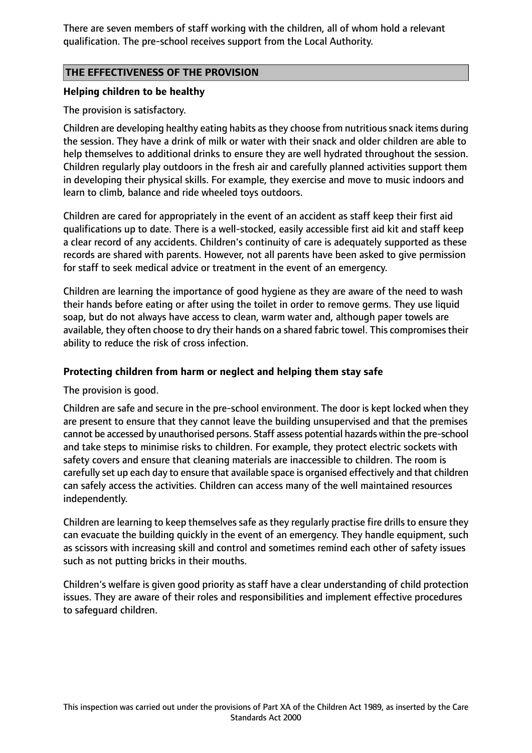There are seven members of staff working with the children, all of whom hold a relevant qualification. The pre-school receives support from the Local Authority.

## THE EFFECTIVENESS OF THE PROVISION

### Helping children to be healthy

The provision is satisfactory.

Children are developing healthy eating habits as they choose from nutritious snack items during the session. They have a drink of milk or water with their snack and older children are able to help themselves to additional drinks to ensure they are well hydrated throughout the session. Children regularly play outdoors in the fresh air and carefully planned activities support them in developing their physical skills. For example, they exercise and move to music indoors and learn to climb, balance and ride wheeled toys outdoors.

Children are cared for appropriately in the event of an accident as staff keep their first aid qualifications up to date. There is a well-stocked, easily accessible first aid kit and staff keep a clear record of any accidents. Children's continuity of care is adequately supported as these records are shared with parents. However, not all parents have been asked to give permission for staff to seek medical advice or treatment in the event of an emergency.

Children are learning the importance of good hygiene as they are aware of the need to wash their hands before eating or after using the toilet in order to remove germs. They use liquid soap, but do not always have access to clean, warm water and, although paper towels are available, they often choose to dry their hands on a shared fabric towel. This compromises their ability to reduce the risk of cross infection.

### Protecting children from harm or neglect and helping them stay safe

The provision is good.

Children are safe and secure in the pre-school environment. The door is kept locked when they are present to ensure that they cannot leave the building unsupervised and that the premises cannot be accessed by unauthorised persons. Staff assess potential hazards within the pre-school and take steps to minimise risks to children. For example, they protect electric sockets with safety covers and ensure that cleaning materials are inaccessible to children. The room is carefully set up each day to ensure that available space is organised effectively and that children can safely access the activities. Children can access many of the well maintained resources independently.

Children are learning to keep themselves safe as they regularly practise fire drills to ensure they can evacuate the building quickly in the event of an emergency. They handle equipment, such as scissors with increasing skill and control and sometimes remind each other of safety issues such as not putting bricks in their mouths.

Children's welfare is given good priority as staff have a clear understanding of child protection issues. They are aware of their roles and responsibilities and implement effective procedures to safeguard children.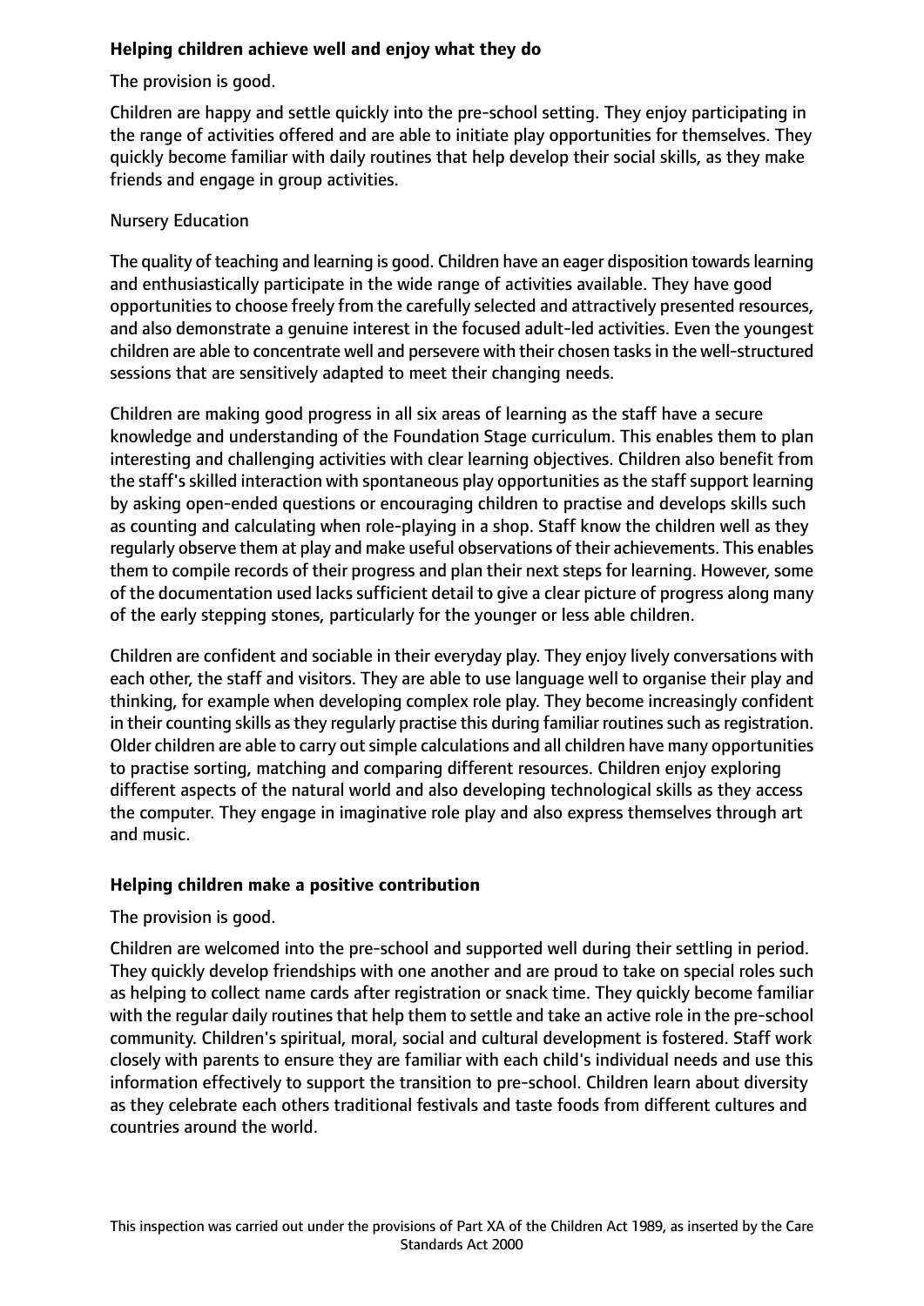## Helping children achieve well and enjoy what they do

The provision is good.

Children are happy and settle quickly into the pre-school setting. They enjoy participating in the range of activities offered and are able to initiate play opportunities for themselves. They quickly become familiar with daily routines that help develop their social skills, as they make friends and engage in group activities.

Nursery Education

The quality of teaching and learning is good. Children have an eager disposition towards learning and enthusiastically participate in the wide range of activities available. They have good opportunities to choose freely from the carefully selected and attractively presented resources, and also demonstrate a genuine interest in the focused adult-led activities. Even the youngest children are able to concentrate well and persevere with their chosen tasks in the well-structured sessions that are sensitively adapted to meet their changing needs.

Children are making good progress in all six areas of learning as the staff have a secure knowledge and understanding of the Foundation Stage curriculum. This enables them to plan interesting and challenging activities with clear learning objectives. Children also benefit from the staff's skilled interaction with spontaneous play opportunities as the staff support learning by asking open-ended questions or encouraging children to practise and develops skills such as counting and calculating when role-playing in a shop. Staff know the children well as they regularly observe them at play and make useful observations of their achievements. This enables them to compile records of their progress and plan their next steps for learning. However, some of the documentation used lacks sufficient detail to give a clear picture of progress along many of the early stepping stones, particularly for the younger or less able children.

Children are confident and sociable in their everyday play. They enjoy lively conversations with each other, the staff and visitors. They are able to use language well to organise their play and thinking, for example when developing complex role play. They become increasingly confident in their counting skills as they regularly practise this during familiar routines such as registration. Older children are able to carry out simple calculations and all children have many opportunities to practise sorting, matching and comparing different resources. Children enjoy exploring different aspects of the natural world and also developing technological skills as they access the computer. They engage in imaginative role play and also express themselves through art and music.

## Helping children make a positive contribution

The provision is good.

Children are welcomed into the pre-school and supported well during their settling in period. They quickly develop friendships with one another and are proud to take on special roles such as helping to collect name cards after registration or snack time. They quickly become familiar with the regular daily routines that help them to settle and take an active role in the pre-school community. Children's spiritual, moral, social and cultural development is fostered. Staff work closely with parents to ensure they are familiar with each child's individual needs and use this information effectively to support the transition to pre-school. Children learn about diversity as they celebrate each others traditional festivals and taste foods from different cultures and countries around the world.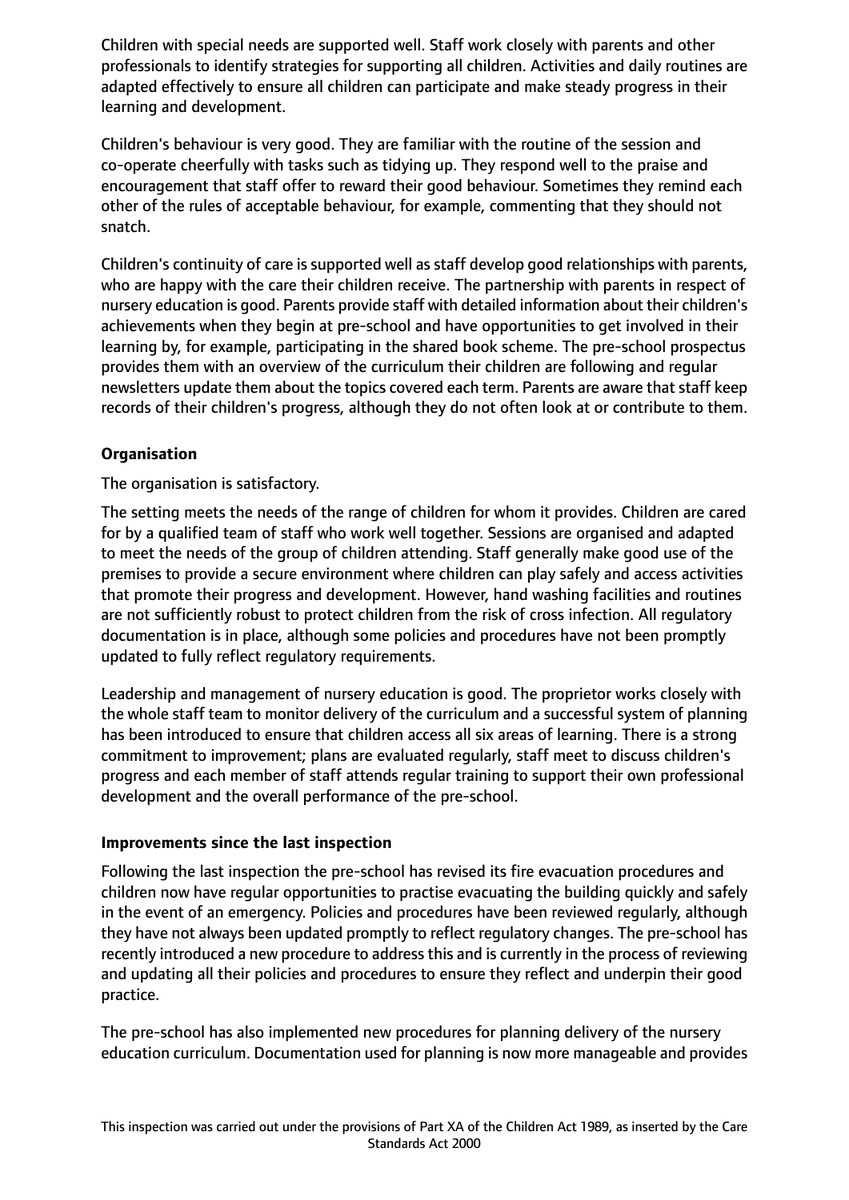Children with special needs are supported well. Staff work closely with parents and other professionals to identify strategies for supporting all children. Activities and daily routines are adapted effectively to ensure all children can participate and make steady progress in their learning and development.

Children's behaviour is very good. They are familiar with the routine of the session and co-operate cheerfully with tasks such as tidying up. They respond well to the praise and encouragement that staff offer to reward their good behaviour. Sometimes they remind each other of the rules of acceptable behaviour, for example, commenting that they should not snatch.

Children's continuity of care is supported well as staff develop good relationships with parents, who are happy with the care their children receive. The partnership with parents in respect of nursery education is good. Parents provide staff with detailed information about their children's achievements when they begin at pre-school and have opportunities to get involved in their learning by, for example, participating in the shared book scheme. The pre-school prospectus provides them with an overview of the curriculum their children are following and regular newsletters update them about the topics covered each term. Parents are aware that staff keep records of their children's progress, although they do not often look at or contribute to them.

**Organisation**

The organisation is satisfactory.

The setting meets the needs of the range of children for whom it provides. Children are cared for by a qualified team of staff who work well together. Sessions are organised and adapted to meet the needs of the group of children attending. Staff generally make good use of the premises to provide a secure environment where children can play safely and access activities that promote their progress and development. However, hand washing facilities and routines are not sufficiently robust to protect children from the risk of cross infection. All regulatory documentation is in place, although some policies and procedures have not been promptly updated to fully reflect regulatory requirements.

Leadership and management of nursery education is good. The proprietor works closely with the whole staff team to monitor delivery of the curriculum and a successful system of planning has been introduced to ensure that children access all six areas of learning. There is a strong commitment to improvement; plans are evaluated regularly, staff meet to discuss children's progress and each member of staff attends regular training to support their own professional development and the overall performance of the pre-school.

**Improvements since the last inspection**

Following the last inspection the pre-school has revised its fire evacuation procedures and children now have regular opportunities to practise evacuating the building quickly and safely in the event of an emergency. Policies and procedures have been reviewed regularly, although they have not always been updated promptly to reflect regulatory changes. The pre-school has recently introduced a new procedure to address this and is currently in the process of reviewing and updating all their policies and procedures to ensure they reflect and underpin their good practice.

The pre-school has also implemented new procedures for planning delivery of the nursery education curriculum. Documentation used for planning is now more manageable and provides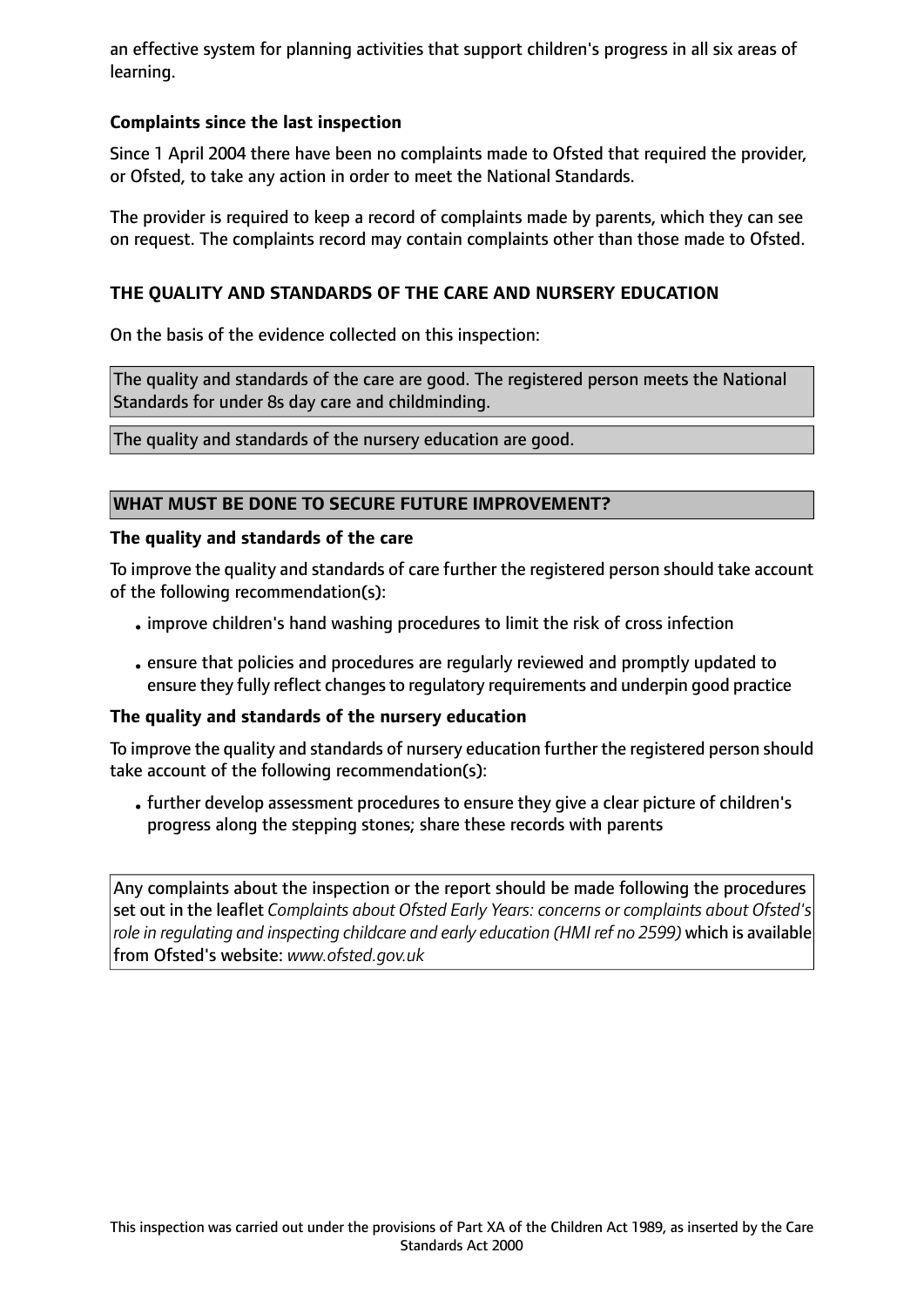an effective system for planning activities that support children's progress in all six areas of learning.

**Complaints since the last inspection**

Since 1 April 2004 there have been no complaints made to Ofsted that required the provider, or Ofsted, to take any action in order to meet the National Standards.

The provider is required to keep a record of complaints made by parents, which they can see on request. The complaints record may contain complaints other than those made to Ofsted.

## THE QUALITY AND STANDARDS OF THE CARE AND NURSERY EDUCATION

On the basis of the evidence collected on this inspection:

The quality and standards of the care are good. The registered person meets the National Standards for under 8s day care and childminding.

The quality and standards of the nursery education are good.

## WHAT MUST BE DONE TO SECURE FUTURE IMPROVEMENT?

**The quality and standards of the care**

To improve the quality and standards of care further the registered person should take account of the following recommendation(s):

- improve children's hand washing procedures to limit the risk of cross infection
- ensure that policies and procedures are regularly reviewed and promptly updated to ensure they fully reflect changes to regulatory requirements and underpin good practice

**The quality and standards of the nursery education**

To improve the quality and standards of nursery education further the registered person should take account of the following recommendation(s):

- further develop assessment procedures to ensure they give a clear picture of children's progress along the stepping stones; share these records with parents

Any complaints about the inspection or the report should be made following the procedures set out in the leaflet *Complaints about Ofsted Early Years: concerns or complaints about Ofsted's role in regulating and inspecting childcare and early education (HMI ref no 2599)* which is available from Ofsted's website: *www.ofsted.gov.uk*

This inspection was carried out under the provisions of Part XA of the Children Act 1989, as inserted by the Care Standards Act 2000